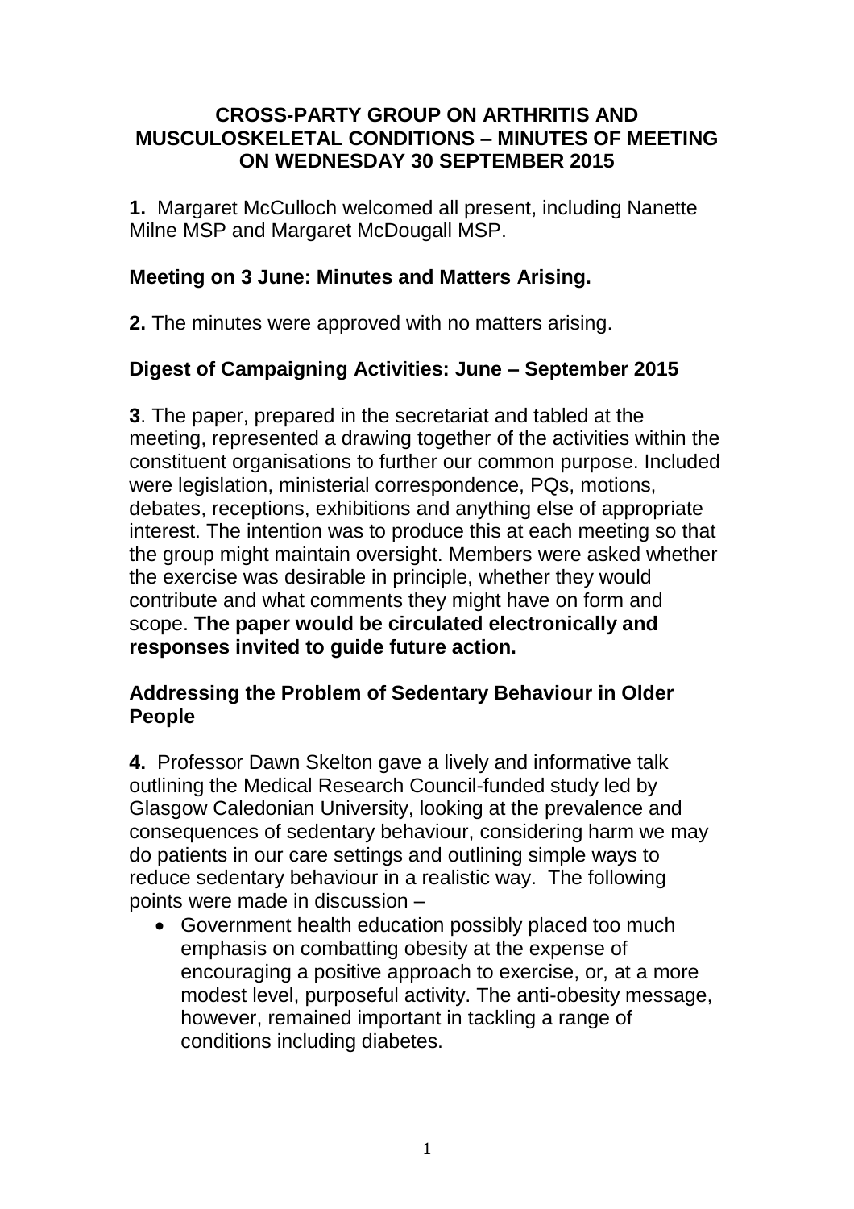# CROSS-PARTY GROUP ON ARTHRITIS AND MUSCULOSKELETAL CONDITIONS – MINUTES OF MEETING ON WEDNESDAY 30 SEPTEMBER 2015

**1.** Margaret McCulloch welcomed all present, including Nanette Milne MSP and Margaret McDougall MSP.

## Meeting on 3 June: Minutes and Matters Arising.

**2.** The minutes were approved with no matters arising.

## Digest of Campaigning Activities: June – September 2015

**3**. The paper, prepared in the secretariat and tabled at the meeting, represented a drawing together of the activities within the constituent organisations to further our common purpose. Included were legislation, ministerial correspondence, PQs, motions, debates, receptions, exhibitions and anything else of appropriate interest. The intention was to produce this at each meeting so that the group might maintain oversight. Members were asked whether the exercise was desirable in principle, whether they would contribute and what comments they might have on form and scope. **The paper would be circulated electronically and responses invited to guide future action.**

## Addressing the Problem of Sedentary Behaviour in Older People

**4.** Professor Dawn Skelton gave a lively and informative talk outlining the Medical Research Council-funded study led by Glasgow Caledonian University, looking at the prevalence and consequences of sedentary behaviour, considering harm we may do patients in our care settings and outlining simple ways to reduce sedentary behaviour in a realistic way. The following points were made in discussion –

- Government health education possibly placed too much emphasis on combatting obesity at the expense of encouraging a positive approach to exercise, or, at a more modest level, purposeful activity. The anti-obesity message, however, remained important in tackling a range of conditions including diabetes.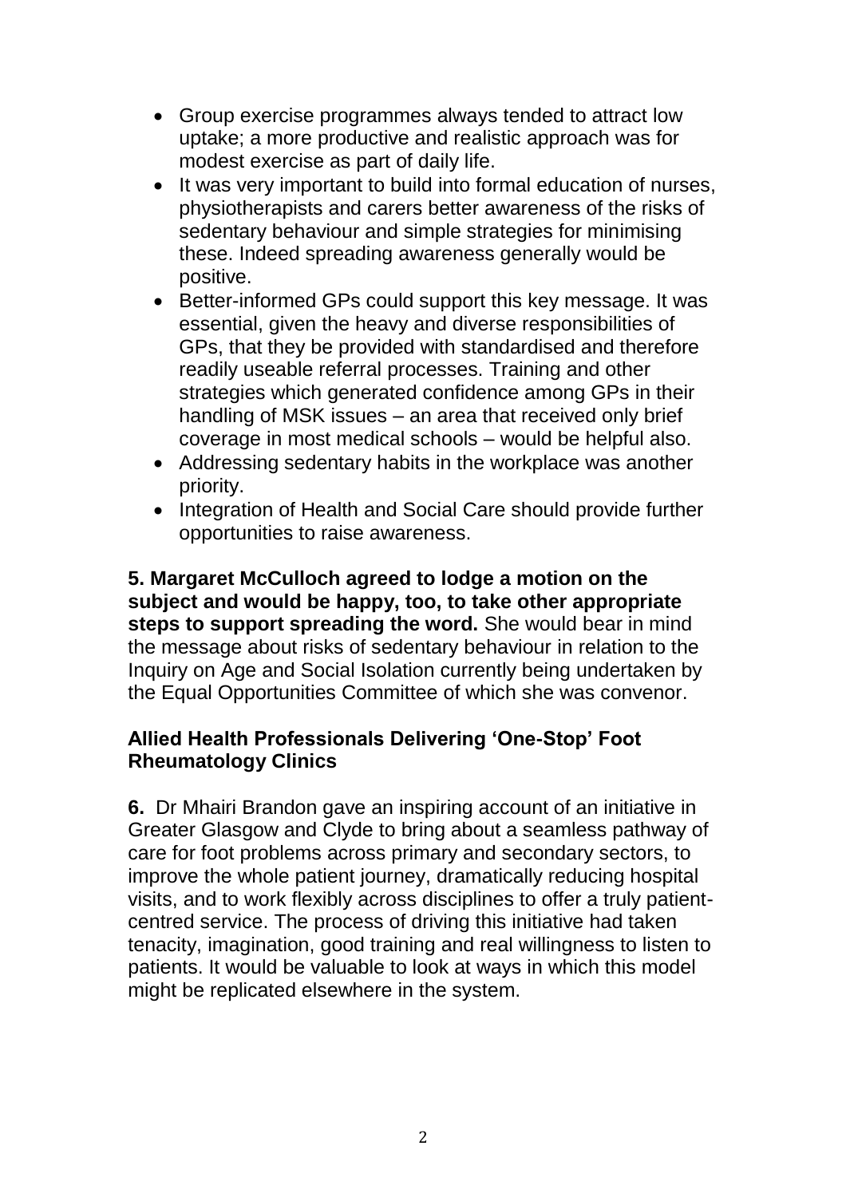- Group exercise programmes always tended to attract low uptake; a more productive and realistic approach was for modest exercise as part of daily life.
- It was very important to build into formal education of nurses, physiotherapists and carers better awareness of the risks of sedentary behaviour and simple strategies for minimising these. Indeed spreading awareness generally would be positive.
- Better-informed GPs could support this key message. It was essential, given the heavy and diverse responsibilities of GPs, that they be provided with standardised and therefore readily useable referral processes. Training and other strategies which generated confidence among GPs in their handling of MSK issues – an area that received only brief coverage in most medical schools – would be helpful also.
- Addressing sedentary habits in the workplace was another priority.
- Integration of Health and Social Care should provide further opportunities to raise awareness.

**5. Margaret McCulloch agreed to lodge a motion on the subject and would be happy, too, to take other appropriate steps to support spreading the word.** She would bear in mind the message about risks of sedentary behaviour in relation to the Inquiry on Age and Social Isolation currently being undertaken by the Equal Opportunities Committee of which she was convenor.

### Allied Health Professionals Delivering 'One-Stop' Foot Rheumatology Clinics

**6.** Dr Mhairi Brandon gave an inspiring account of an initiative in Greater Glasgow and Clyde to bring about a seamless pathway of care for foot problems across primary and secondary sectors, to improve the whole patient journey, dramatically reducing hospital visits, and to work flexibly across disciplines to offer a truly patient-centred service. The process of driving this initiative had taken tenacity, imagination, good training and real willingness to listen to patients. It would be valuable to look at ways in which this model might be replicated elsewhere in the system.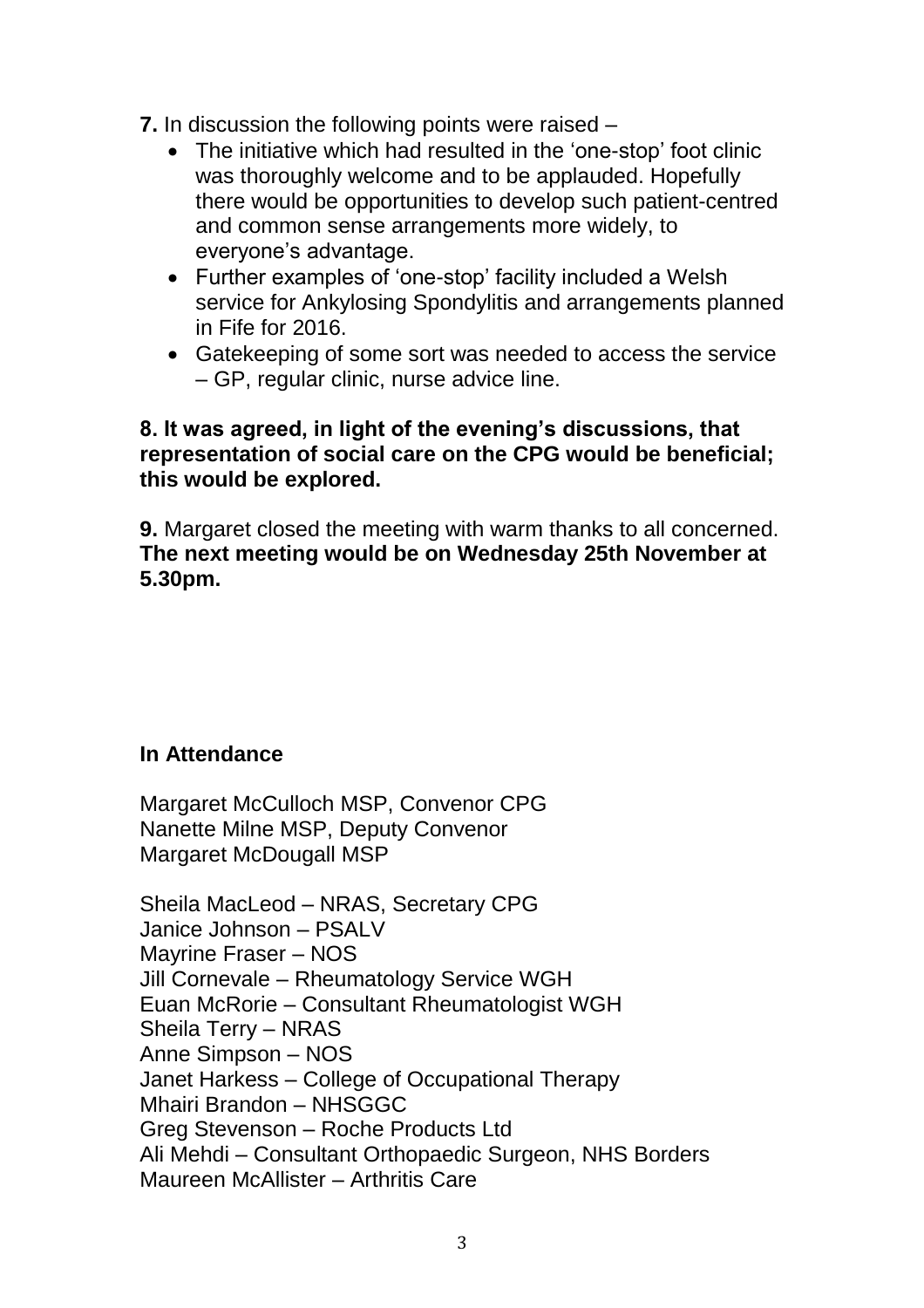**7.** In discussion the following points were raised –

- The initiative which had resulted in the 'one-stop' foot clinic was thoroughly welcome and to be applauded. Hopefully there would be opportunities to develop such patient-centred and common sense arrangements more widely, to everyone's advantage.
- Further examples of 'one-stop' facility included a Welsh service for Ankylosing Spondylitis and arrangements planned in Fife for 2016.
- Gatekeeping of some sort was needed to access the service – GP, regular clinic, nurse advice line.

**8. It was agreed, in light of the evening's discussions, that representation of social care on the CPG would be beneficial; this would be explored.**

**9.** Margaret closed the meeting with warm thanks to all concerned. **The next meeting would be on Wednesday 25th November at 5.30pm.**

**In Attendance**

Margaret McCulloch MSP, Convenor CPG
Nanette Milne MSP, Deputy Convenor
Margaret McDougall MSP

Sheila MacLeod – NRAS, Secretary CPG
Janice Johnson – PSALV
Mayrine Fraser – NOS
Jill Cornevale – Rheumatology Service WGH
Euan McRorie – Consultant Rheumatologist WGH
Sheila Terry – NRAS
Anne Simpson – NOS
Janet Harkess – College of Occupational Therapy
Mhairi Brandon – NHSGGC
Greg Stevenson – Roche Products Ltd
Ali Mehdi – Consultant Orthopaedic Surgeon, NHS Borders
Maureen McAllister – Arthritis Care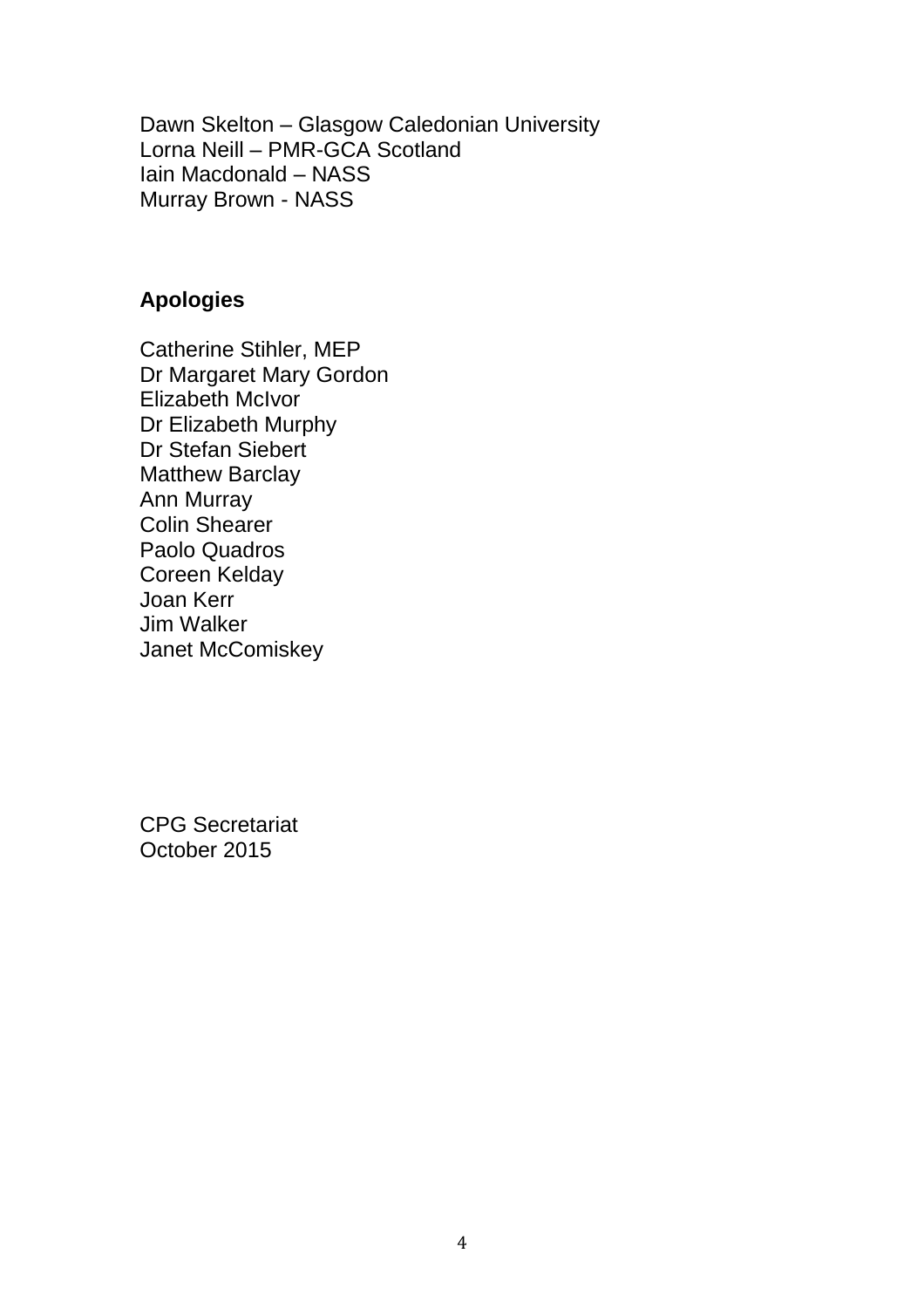Dawn Skelton – Glasgow Caledonian University
Lorna Neill – PMR-GCA Scotland
Iain Macdonald – NASS
Murray Brown - NASS

**Apologies**

Catherine Stihler, MEP
Dr Margaret Mary Gordon
Elizabeth McIvor
Dr Elizabeth Murphy
Dr Stefan Siebert
Matthew Barclay
Ann Murray
Colin Shearer
Paolo Quadros
Coreen Kelday
Joan Kerr
Jim Walker
Janet McComiskey

CPG Secretariat
October 2015